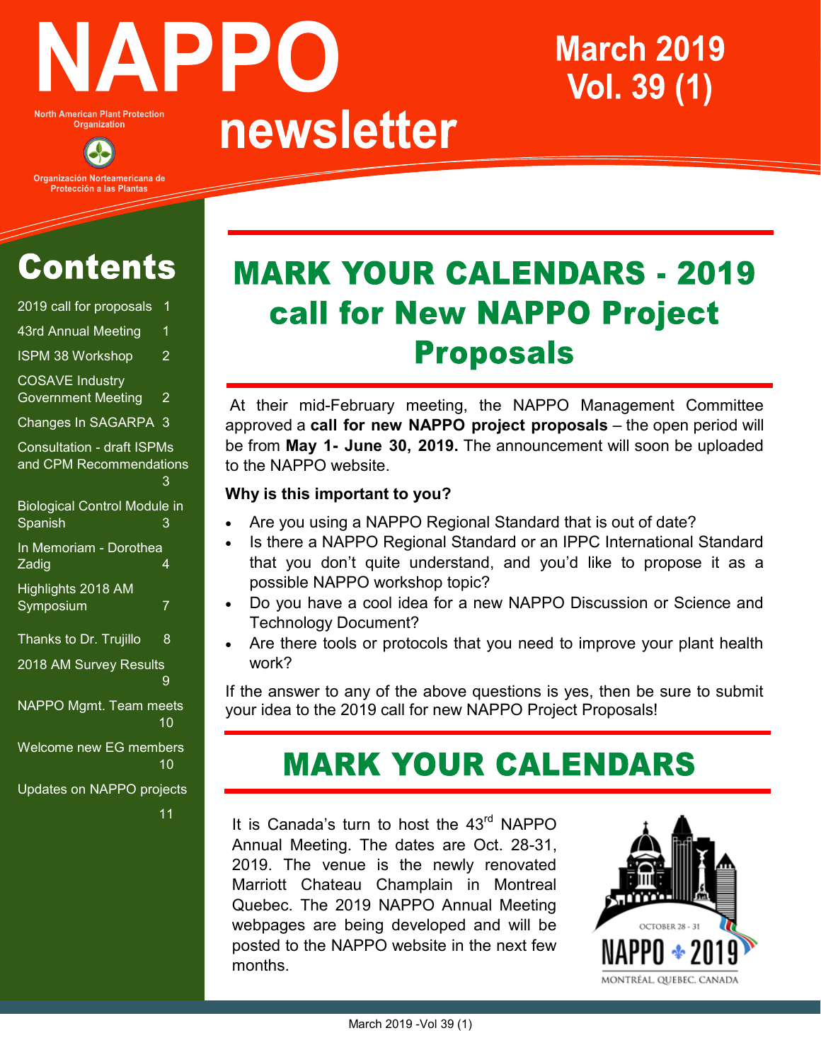# NAPPO newsletter

North American Plant Protection Organization

Organización Norteamericana de Protección a las Plantas

**March 2019**
**Vol. 39 (1)**

## Contents

- 2019 call for proposals 1
- 43rd Annual Meeting 1
- ISPM 38 Workshop 2
- COSAVE Industry Government Meeting 2
- Changes In SAGARPA 3
- Consultation - draft ISPMs and CPM Recommendations 3
- Biological Control Module in Spanish 3
- In Memoriam - Dorothea Zadig 4
- Highlights 2018 AM Symposium 7
- Thanks to Dr. Trujillo 8
- 2018 AM Survey Results 9
- NAPPO Mgmt. Team meets 10
- Welcome new EG members 10
- Updates on NAPPO projects 11

## MARK YOUR CALENDARS - 2019 call for New NAPPO Project Proposals

At their mid-February meeting, the NAPPO Management Committee approved a **call for new NAPPO project proposals** – the open period will be from **May 1- June 30, 2019.** The announcement will soon be uploaded to the NAPPO website.

**Why is this important to you?**

- Are you using a NAPPO Regional Standard that is out of date?
- Is there a NAPPO Regional Standard or an IPPC International Standard that you don't quite understand, and you'd like to propose it as a possible NAPPO workshop topic?
- Do you have a cool idea for a new NAPPO Discussion or Science and Technology Document?
- Are there tools or protocols that you need to improve your plant health work?

If the answer to any of the above questions is yes, then be sure to submit your idea to the 2019 call for new NAPPO Project Proposals!

## MARK YOUR CALENDARS

It is Canada's turn to host the 43rd NAPPO Annual Meeting. The dates are Oct. 28-31, 2019. The venue is the newly renovated Marriott Chateau Champlain in Montreal Quebec. The 2019 NAPPO Annual Meeting webpages are being developed and will be posted to the NAPPO website in the next few months.

OCTOBER 28 - 31
NAPPO 2019
MONTRÉAL, QUEBEC, CANADA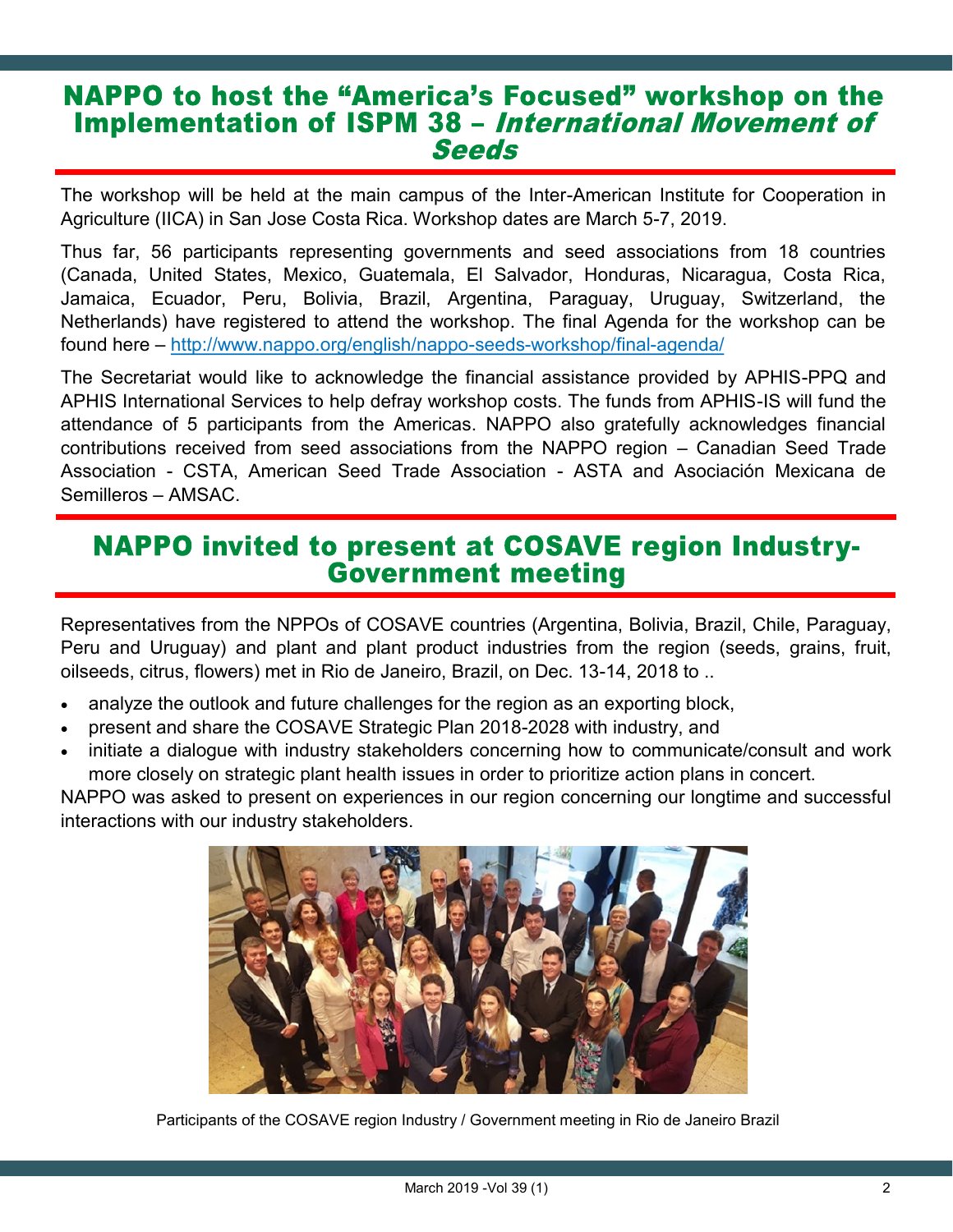## NAPPO to host the "America's Focused" workshop on the Implementation of ISPM 38 – *International Movement of Seeds*

The workshop will be held at the main campus of the Inter-American Institute for Cooperation in Agriculture (IICA) in San Jose Costa Rica. Workshop dates are March 5-7, 2019.

Thus far, 56 participants representing governments and seed associations from 18 countries (Canada, United States, Mexico, Guatemala, El Salvador, Honduras, Nicaragua, Costa Rica, Jamaica, Ecuador, Peru, Bolivia, Brazil, Argentina, Paraguay, Uruguay, Switzerland, the Netherlands) have registered to attend the workshop. The final Agenda for the workshop can be found here – http://www.nappo.org/english/nappo-seeds-workshop/final-agenda/

The Secretariat would like to acknowledge the financial assistance provided by APHIS-PPQ and APHIS International Services to help defray workshop costs. The funds from APHIS-IS will fund the attendance of 5 participants from the Americas. NAPPO also gratefully acknowledges financial contributions received from seed associations from the NAPPO region – Canadian Seed Trade Association - CSTA, American Seed Trade Association - ASTA and Asociación Mexicana de Semilleros – AMSAC.

## NAPPO invited to present at COSAVE region Industry-Government meeting

Representatives from the NPPOs of COSAVE countries (Argentina, Bolivia, Brazil, Chile, Paraguay, Peru and Uruguay) and plant and plant product industries from the region (seeds, grains, fruit, oilseeds, citrus, flowers) met in Rio de Janeiro, Brazil, on Dec. 13-14, 2018 to ..

- analyze the outlook and future challenges for the region as an exporting block,
- present and share the COSAVE Strategic Plan 2018-2028 with industry, and
- initiate a dialogue with industry stakeholders concerning how to communicate/consult and work more closely on strategic plant health issues in order to prioritize action plans in concert.

NAPPO was asked to present on experiences in our region concerning our longtime and successful interactions with our industry stakeholders.

Participants of the COSAVE region Industry / Government meeting in Rio de Janeiro Brazil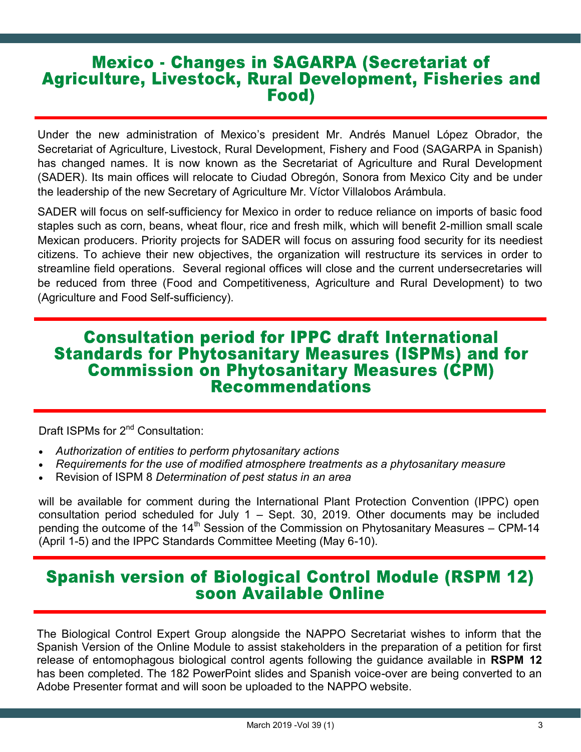## Mexico - Changes in SAGARPA (Secretariat of Agriculture, Livestock, Rural Development, Fisheries and Food)

Under the new administration of Mexico's president Mr. Andrés Manuel López Obrador, the Secretariat of Agriculture, Livestock, Rural Development, Fishery and Food (SAGARPA in Spanish) has changed names. It is now known as the Secretariat of Agriculture and Rural Development (SADER). Its main offices will relocate to Ciudad Obregón, Sonora from Mexico City and be under the leadership of the new Secretary of Agriculture Mr. Víctor Villalobos Arámbula.

SADER will focus on self-sufficiency for Mexico in order to reduce reliance on imports of basic food staples such as corn, beans, wheat flour, rice and fresh milk, which will benefit 2-million small scale Mexican producers. Priority projects for SADER will focus on assuring food security for its neediest citizens. To achieve their new objectives, the organization will restructure its services in order to streamline field operations. Several regional offices will close and the current undersecretaries will be reduced from three (Food and Competitiveness, Agriculture and Rural Development) to two (Agriculture and Food Self-sufficiency).

## Consultation period for IPPC draft International Standards for Phytosanitary Measures (ISPMs) and for Commission on Phytosanitary Measures (CPM) Recommendations

Draft ISPMs for 2nd Consultation:

- *Authorization of entities to perform phytosanitary actions*
- *Requirements for the use of modified atmosphere treatments as a phytosanitary measure*
- Revision of ISPM 8 *Determination of pest status in an area*

will be available for comment during the International Plant Protection Convention (IPPC) open consultation period scheduled for July 1 – Sept. 30, 2019. Other documents may be included pending the outcome of the 14th Session of the Commission on Phytosanitary Measures – CPM-14 (April 1-5) and the IPPC Standards Committee Meeting (May 6-10).

## Spanish version of Biological Control Module (RSPM 12) soon Available Online

The Biological Control Expert Group alongside the NAPPO Secretariat wishes to inform that the Spanish Version of the Online Module to assist stakeholders in the preparation of a petition for first release of entomophagous biological control agents following the guidance available in **RSPM 12** has been completed. The 182 PowerPoint slides and Spanish voice-over are being converted to an Adobe Presenter format and will soon be uploaded to the NAPPO website.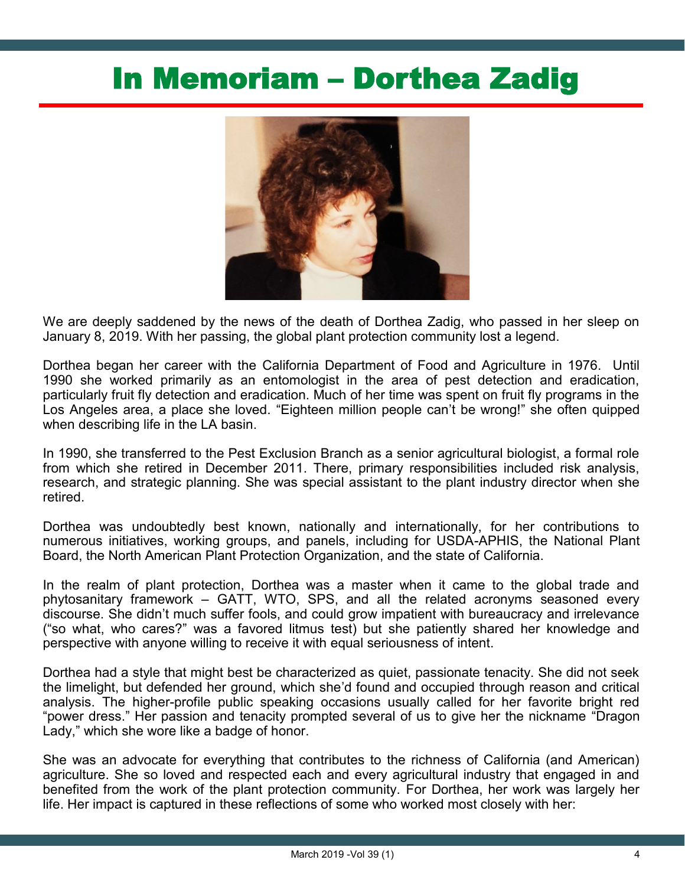# In Memoriam – Dorthea Zadig

We are deeply saddened by the news of the death of Dorthea Zadig, who passed in her sleep on January 8, 2019. With her passing, the global plant protection community lost a legend.

Dorthea began her career with the California Department of Food and Agriculture in 1976. Until 1990 she worked primarily as an entomologist in the area of pest detection and eradication, particularly fruit fly detection and eradication. Much of her time was spent on fruit fly programs in the Los Angeles area, a place she loved. "Eighteen million people can't be wrong!" she often quipped when describing life in the LA basin.

In 1990, she transferred to the Pest Exclusion Branch as a senior agricultural biologist, a formal role from which she retired in December 2011. There, primary responsibilities included risk analysis, research, and strategic planning. She was special assistant to the plant industry director when she retired.

Dorthea was undoubtedly best known, nationally and internationally, for her contributions to numerous initiatives, working groups, and panels, including for USDA-APHIS, the National Plant Board, the North American Plant Protection Organization, and the state of California.

In the realm of plant protection, Dorthea was a master when it came to the global trade and phytosanitary framework – GATT, WTO, SPS, and all the related acronyms seasoned every discourse. She didn't much suffer fools, and could grow impatient with bureaucracy and irrelevance ("so what, who cares?" was a favored litmus test) but she patiently shared her knowledge and perspective with anyone willing to receive it with equal seriousness of intent.

Dorthea had a style that might best be characterized as quiet, passionate tenacity. She did not seek the limelight, but defended her ground, which she'd found and occupied through reason and critical analysis. The higher-profile public speaking occasions usually called for her favorite bright red "power dress." Her passion and tenacity prompted several of us to give her the nickname "Dragon Lady," which she wore like a badge of honor.

She was an advocate for everything that contributes to the richness of California (and American) agriculture. She so loved and respected each and every agricultural industry that engaged in and benefited from the work of the plant protection community. For Dorthea, her work was largely her life. Her impact is captured in these reflections of some who worked most closely with her: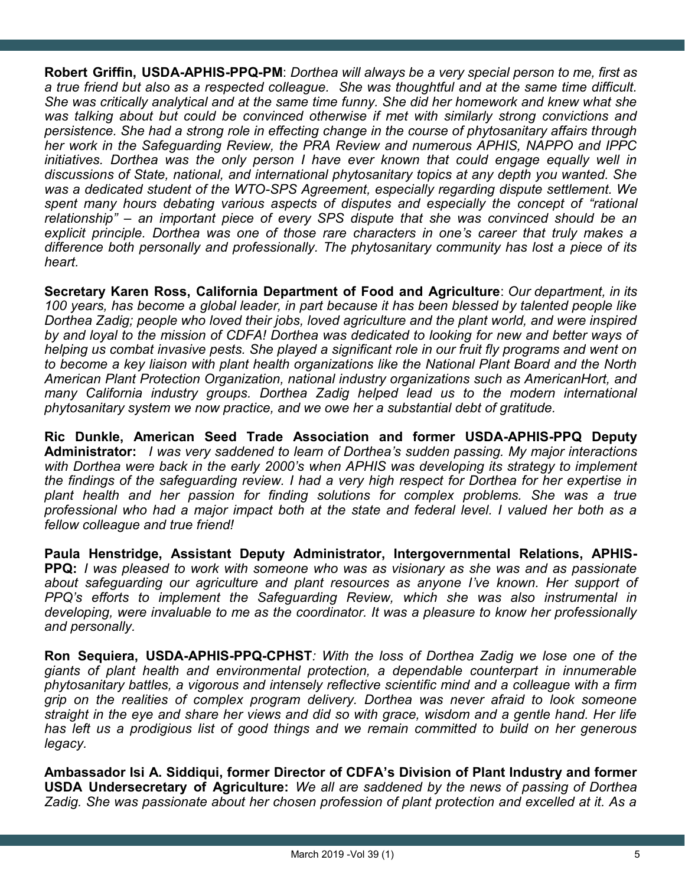**Robert Griffin, USDA-APHIS-PPQ-PM**: *Dorthea will always be a very special person to me, first as a true friend but also as a respected colleague. She was thoughtful and at the same time difficult. She was critically analytical and at the same time funny. She did her homework and knew what she was talking about but could be convinced otherwise if met with similarly strong convictions and persistence. She had a strong role in effecting change in the course of phytosanitary affairs through her work in the Safeguarding Review, the PRA Review and numerous APHIS, NAPPO and IPPC initiatives. Dorthea was the only person I have ever known that could engage equally well in discussions of State, national, and international phytosanitary topics at any depth you wanted. She was a dedicated student of the WTO-SPS Agreement, especially regarding dispute settlement. We spent many hours debating various aspects of disputes and especially the concept of "rational relationship" – an important piece of every SPS dispute that she was convinced should be an explicit principle. Dorthea was one of those rare characters in one's career that truly makes a difference both personally and professionally. The phytosanitary community has lost a piece of its heart.*

**Secretary Karen Ross, California Department of Food and Agriculture**: *Our department, in its 100 years, has become a global leader, in part because it has been blessed by talented people like Dorthea Zadig; people who loved their jobs, loved agriculture and the plant world, and were inspired by and loyal to the mission of CDFA! Dorthea was dedicated to looking for new and better ways of helping us combat invasive pests. She played a significant role in our fruit fly programs and went on to become a key liaison with plant health organizations like the National Plant Board and the North American Plant Protection Organization, national industry organizations such as AmericanHort, and many California industry groups. Dorthea Zadig helped lead us to the modern international phytosanitary system we now practice, and we owe her a substantial debt of gratitude.*

**Ric Dunkle, American Seed Trade Association and former USDA-APHIS-PPQ Deputy Administrator:** *I was very saddened to learn of Dorthea's sudden passing. My major interactions with Dorthea were back in the early 2000's when APHIS was developing its strategy to implement the findings of the safeguarding review. I had a very high respect for Dorthea for her expertise in plant health and her passion for finding solutions for complex problems. She was a true professional who had a major impact both at the state and federal level. I valued her both as a fellow colleague and true friend!*

**Paula Henstridge, Assistant Deputy Administrator, Intergovernmental Relations, APHIS-PPQ:** *I was pleased to work with someone who was as visionary as she was and as passionate about safeguarding our agriculture and plant resources as anyone I've known. Her support of PPQ's efforts to implement the Safeguarding Review, which she was also instrumental in developing, were invaluable to me as the coordinator. It was a pleasure to know her professionally and personally.*

**Ron Sequiera, USDA-APHIS-PPQ-CPHST***: With the loss of Dorthea Zadig we lose one of the giants of plant health and environmental protection, a dependable counterpart in innumerable phytosanitary battles, a vigorous and intensely reflective scientific mind and a colleague with a firm grip on the realities of complex program delivery. Dorthea was never afraid to look someone straight in the eye and share her views and did so with grace, wisdom and a gentle hand. Her life has left us a prodigious list of good things and we remain committed to build on her generous legacy.*

**Ambassador Isi A. Siddiqui, former Director of CDFA's Division of Plant Industry and former USDA Undersecretary of Agriculture:** *We all are saddened by the news of passing of Dorthea Zadig. She was passionate about her chosen profession of plant protection and excelled at it. As a*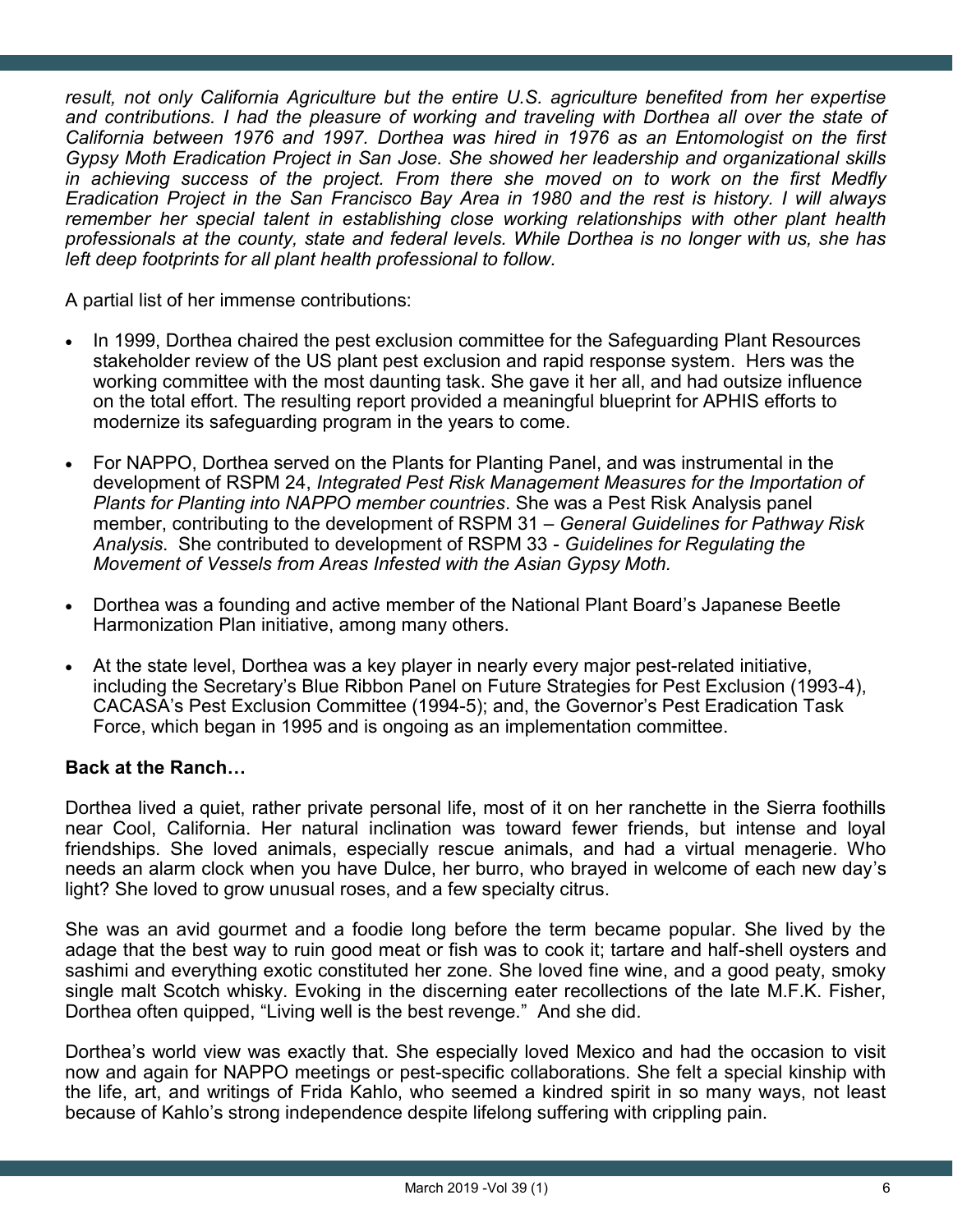*result, not only California Agriculture but the entire U.S. agriculture benefited from her expertise and contributions. I had the pleasure of working and traveling with Dorthea all over the state of California between 1976 and 1997. Dorthea was hired in 1976 as an Entomologist on the first Gypsy Moth Eradication Project in San Jose. She showed her leadership and organizational skills in achieving success of the project. From there she moved on to work on the first Medfly Eradication Project in the San Francisco Bay Area in 1980 and the rest is history. I will always remember her special talent in establishing close working relationships with other plant health professionals at the county, state and federal levels. While Dorthea is no longer with us, she has left deep footprints for all plant health professional to follow.*

A partial list of her immense contributions:

- In 1999, Dorthea chaired the pest exclusion committee for the Safeguarding Plant Resources stakeholder review of the US plant pest exclusion and rapid response system. Hers was the working committee with the most daunting task. She gave it her all, and had outsize influence on the total effort. The resulting report provided a meaningful blueprint for APHIS efforts to modernize its safeguarding program in the years to come.
- For NAPPO, Dorthea served on the Plants for Planting Panel, and was instrumental in the development of RSPM 24, *Integrated Pest Risk Management Measures for the Importation of Plants for Planting into NAPPO member countries*. She was a Pest Risk Analysis panel member, contributing to the development of RSPM 31 – *General Guidelines for Pathway Risk Analysis*. She contributed to development of RSPM 33 - *Guidelines for Regulating the Movement of Vessels from Areas Infested with the Asian Gypsy Moth.*
- Dorthea was a founding and active member of the National Plant Board's Japanese Beetle Harmonization Plan initiative, among many others.
- At the state level, Dorthea was a key player in nearly every major pest-related initiative, including the Secretary's Blue Ribbon Panel on Future Strategies for Pest Exclusion (1993-4), CACASA's Pest Exclusion Committee (1994-5); and, the Governor's Pest Eradication Task Force, which began in 1995 and is ongoing as an implementation committee.

**Back at the Ranch…**

Dorthea lived a quiet, rather private personal life, most of it on her ranchette in the Sierra foothills near Cool, California. Her natural inclination was toward fewer friends, but intense and loyal friendships. She loved animals, especially rescue animals, and had a virtual menagerie. Who needs an alarm clock when you have Dulce, her burro, who brayed in welcome of each new day's light? She loved to grow unusual roses, and a few specialty citrus.

She was an avid gourmet and a foodie long before the term became popular. She lived by the adage that the best way to ruin good meat or fish was to cook it; tartare and half-shell oysters and sashimi and everything exotic constituted her zone. She loved fine wine, and a good peaty, smoky single malt Scotch whisky. Evoking in the discerning eater recollections of the late M.F.K. Fisher, Dorthea often quipped, "Living well is the best revenge." And she did.

Dorthea's world view was exactly that. She especially loved Mexico and had the occasion to visit now and again for NAPPO meetings or pest-specific collaborations. She felt a special kinship with the life, art, and writings of Frida Kahlo, who seemed a kindred spirit in so many ways, not least because of Kahlo's strong independence despite lifelong suffering with crippling pain.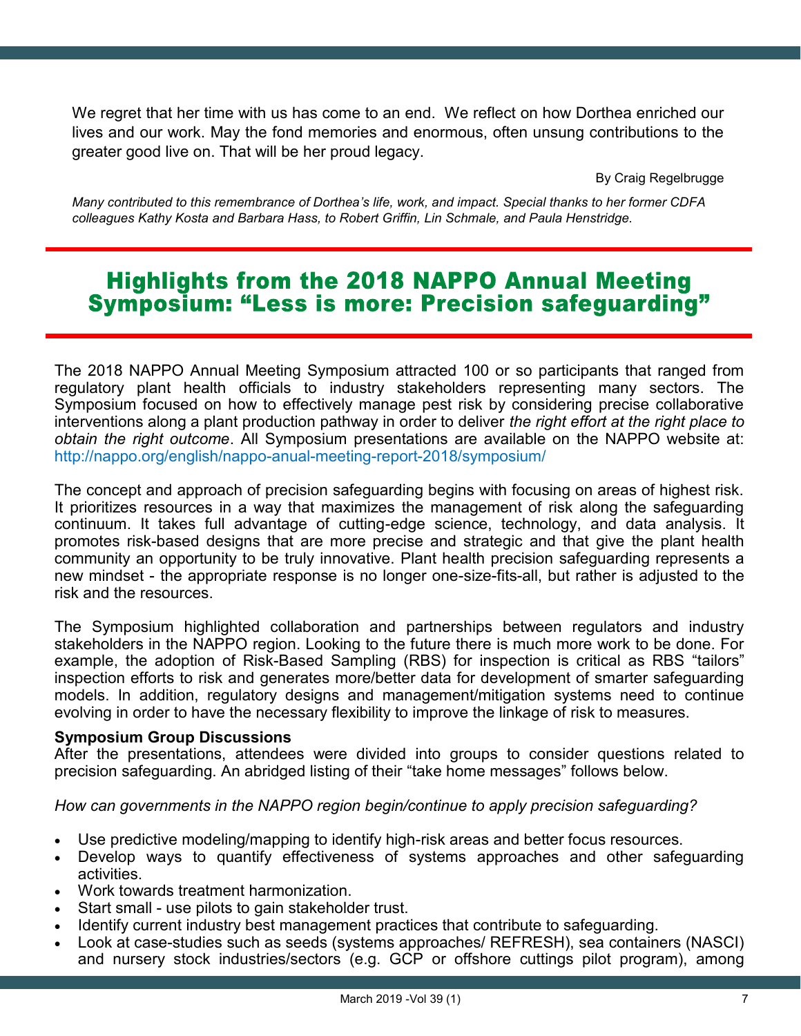We regret that her time with us has come to an end. We reflect on how Dorthea enriched our lives and our work. May the fond memories and enormous, often unsung contributions to the greater good live on. That will be her proud legacy.

By Craig Regelbrugge

*Many contributed to this remembrance of Dorthea's life, work, and impact. Special thanks to her former CDFA colleagues Kathy Kosta and Barbara Hass, to Robert Griffin, Lin Schmale, and Paula Henstridge.*

## Highlights from the 2018 NAPPO Annual Meeting Symposium: "Less is more: Precision safeguarding"

The 2018 NAPPO Annual Meeting Symposium attracted 100 or so participants that ranged from regulatory plant health officials to industry stakeholders representing many sectors. The Symposium focused on how to effectively manage pest risk by considering precise collaborative interventions along a plant production pathway in order to deliver *the right effort at the right place to obtain the right outcome*. All Symposium presentations are available on the NAPPO website at: http://nappo.org/english/nappo-anual-meeting-report-2018/symposium/

The concept and approach of precision safeguarding begins with focusing on areas of highest risk. It prioritizes resources in a way that maximizes the management of risk along the safeguarding continuum. It takes full advantage of cutting-edge science, technology, and data analysis. It promotes risk-based designs that are more precise and strategic and that give the plant health community an opportunity to be truly innovative. Plant health precision safeguarding represents a new mindset - the appropriate response is no longer one-size-fits-all, but rather is adjusted to the risk and the resources.

The Symposium highlighted collaboration and partnerships between regulators and industry stakeholders in the NAPPO region. Looking to the future there is much more work to be done. For example, the adoption of Risk-Based Sampling (RBS) for inspection is critical as RBS "tailors" inspection efforts to risk and generates more/better data for development of smarter safeguarding models. In addition, regulatory designs and management/mitigation systems need to continue evolving in order to have the necessary flexibility to improve the linkage of risk to measures.

**Symposium Group Discussions**

After the presentations, attendees were divided into groups to consider questions related to precision safeguarding. An abridged listing of their "take home messages" follows below.

*How can governments in the NAPPO region begin/continue to apply precision safeguarding?*

- Use predictive modeling/mapping to identify high-risk areas and better focus resources.
- Develop ways to quantify effectiveness of systems approaches and other safeguarding activities.
- Work towards treatment harmonization.
- Start small - use pilots to gain stakeholder trust.
- Identify current industry best management practices that contribute to safeguarding.
- Look at case-studies such as seeds (systems approaches/ REFRESH), sea containers (NASCI) and nursery stock industries/sectors (e.g. GCP or offshore cuttings pilot program), among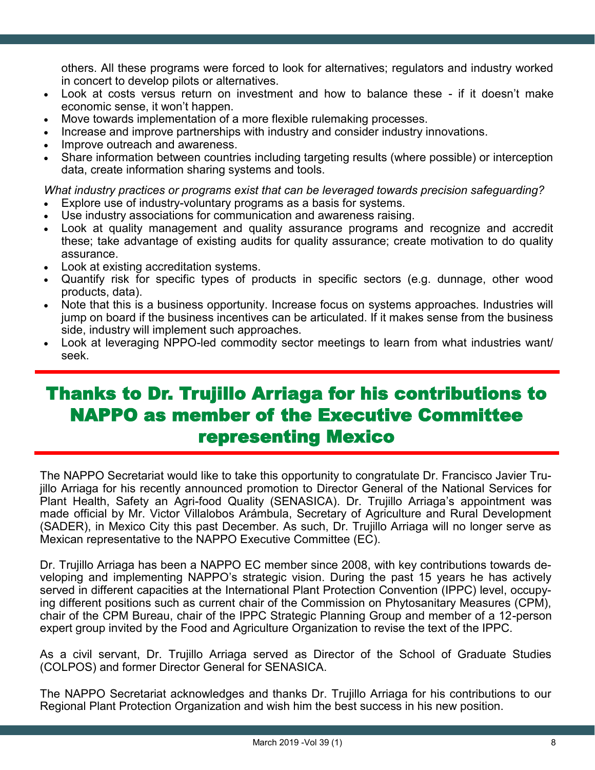others. All these programs were forced to look for alternatives; regulators and industry worked in concert to develop pilots or alternatives.

- Look at costs versus return on investment and how to balance these - if it doesn't make economic sense, it won't happen.
- Move towards implementation of a more flexible rulemaking processes.
- Increase and improve partnerships with industry and consider industry innovations.
- Improve outreach and awareness.
- Share information between countries including targeting results (where possible) or interception data, create information sharing systems and tools.

*What industry practices or programs exist that can be leveraged towards precision safeguarding?*

- Explore use of industry-voluntary programs as a basis for systems.
- Use industry associations for communication and awareness raising.
- Look at quality management and quality assurance programs and recognize and accredit these; take advantage of existing audits for quality assurance; create motivation to do quality assurance.
- Look at existing accreditation systems.
- Quantify risk for specific types of products in specific sectors (e.g. dunnage, other wood products, data).
- Note that this is a business opportunity. Increase focus on systems approaches. Industries will jump on board if the business incentives can be articulated. If it makes sense from the business side, industry will implement such approaches.
- Look at leveraging NPPO-led commodity sector meetings to learn from what industries want/ seek.

## Thanks to Dr. Trujillo Arriaga for his contributions to NAPPO as member of the Executive Committee representing Mexico

The NAPPO Secretariat would like to take this opportunity to congratulate Dr. Francisco Javier Trujillo Arriaga for his recently announced promotion to Director General of the National Services for Plant Health, Safety an Agri-food Quality (SENASICA). Dr. Trujillo Arriaga's appointment was made official by Mr. Victor Villalobos Arámbula, Secretary of Agriculture and Rural Development (SADER), in Mexico City this past December. As such, Dr. Trujillo Arriaga will no longer serve as Mexican representative to the NAPPO Executive Committee (EC).

Dr. Trujillo Arriaga has been a NAPPO EC member since 2008, with key contributions towards developing and implementing NAPPO's strategic vision. During the past 15 years he has actively served in different capacities at the International Plant Protection Convention (IPPC) level, occupying different positions such as current chair of the Commission on Phytosanitary Measures (CPM), chair of the CPM Bureau, chair of the IPPC Strategic Planning Group and member of a 12-person expert group invited by the Food and Agriculture Organization to revise the text of the IPPC.

As a civil servant, Dr. Trujillo Arriaga served as Director of the School of Graduate Studies (COLPOS) and former Director General for SENASICA.

The NAPPO Secretariat acknowledges and thanks Dr. Trujillo Arriaga for his contributions to our Regional Plant Protection Organization and wish him the best success in his new position.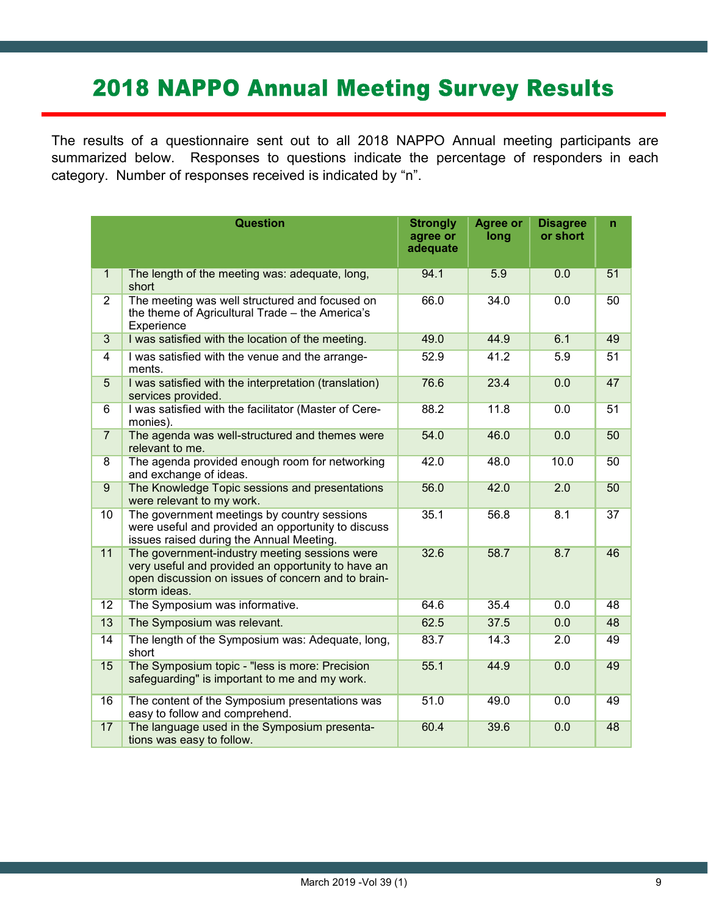# 2018 NAPPO Annual Meeting Survey Results

The results of a questionnaire sent out to all 2018 NAPPO Annual meeting participants are summarized below. Responses to questions indicate the percentage of responders in each category. Number of responses received is indicated by "n".

| | Question | Strongly agree or adequate | Agree or long | Disagree or short | n |
|---|---|---|---|---|---|
| 1 | The length of the meeting was: adequate, long, short | 94.1 | 5.9 | 0.0 | 51 |
| 2 | The meeting was well structured and focused on the theme of Agricultural Trade – the America's Experience | 66.0 | 34.0 | 0.0 | 50 |
| 3 | I was satisfied with the location of the meeting. | 49.0 | 44.9 | 6.1 | 49 |
| 4 | I was satisfied with the venue and the arrangements. | 52.9 | 41.2 | 5.9 | 51 |
| 5 | I was satisfied with the interpretation (translation) services provided. | 76.6 | 23.4 | 0.0 | 47 |
| 6 | I was satisfied with the facilitator (Master of Ceremonies). | 88.2 | 11.8 | 0.0 | 51 |
| 7 | The agenda was well-structured and themes were relevant to me. | 54.0 | 46.0 | 0.0 | 50 |
| 8 | The agenda provided enough room for networking and exchange of ideas. | 42.0 | 48.0 | 10.0 | 50 |
| 9 | The Knowledge Topic sessions and presentations were relevant to my work. | 56.0 | 42.0 | 2.0 | 50 |
| 10 | The government meetings by country sessions were useful and provided an opportunity to discuss issues raised during the Annual Meeting. | 35.1 | 56.8 | 8.1 | 37 |
| 11 | The government-industry meeting sessions were very useful and provided an opportunity to have an open discussion on issues of concern and to brainstorm ideas. | 32.6 | 58.7 | 8.7 | 46 |
| 12 | The Symposium was informative. | 64.6 | 35.4 | 0.0 | 48 |
| 13 | The Symposium was relevant. | 62.5 | 37.5 | 0.0 | 48 |
| 14 | The length of the Symposium was: Adequate, long, short | 83.7 | 14.3 | 2.0 | 49 |
| 15 | The Symposium topic - "less is more: Precision safeguarding" is important to me and my work. | 55.1 | 44.9 | 0.0 | 49 |
| 16 | The content of the Symposium presentations was easy to follow and comprehend. | 51.0 | 49.0 | 0.0 | 49 |
| 17 | The language used in the Symposium presentations was easy to follow. | 60.4 | 39.6 | 0.0 | 48 |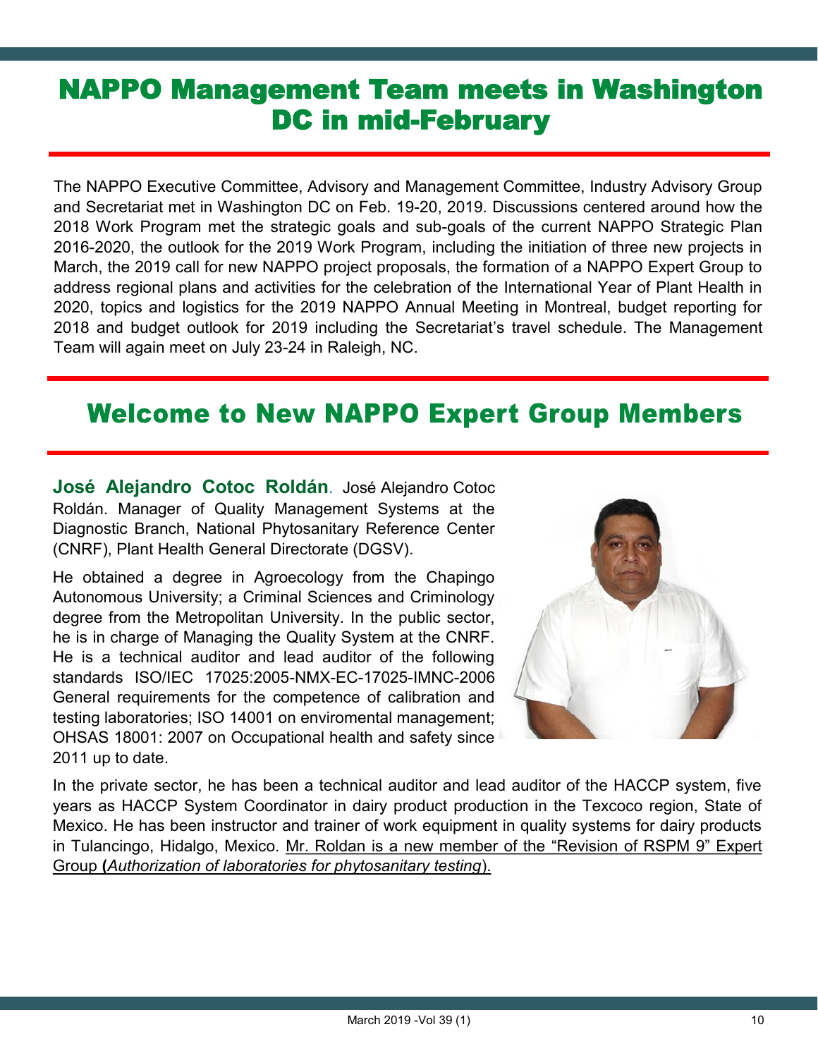# NAPPO Management Team meets in Washington DC in mid-February

The NAPPO Executive Committee, Advisory and Management Committee, Industry Advisory Group and Secretariat met in Washington DC on Feb. 19-20, 2019. Discussions centered around how the 2018 Work Program met the strategic goals and sub-goals of the current NAPPO Strategic Plan 2016-2020, the outlook for the 2019 Work Program, including the initiation of three new projects in March, the 2019 call for new NAPPO project proposals, the formation of a NAPPO Expert Group to address regional plans and activities for the celebration of the International Year of Plant Health in 2020, topics and logistics for the 2019 NAPPO Annual Meeting in Montreal, budget reporting for 2018 and budget outlook for 2019 including the Secretariat's travel schedule. The Management Team will again meet on July 23-24 in Raleigh, NC.

# Welcome to New NAPPO Expert Group Members

**José Alejandro Cotoc Roldán**. José Alejandro Cotoc Roldán. Manager of Quality Management Systems at the Diagnostic Branch, National Phytosanitary Reference Center (CNRF), Plant Health General Directorate (DGSV).

He obtained a degree in Agroecology from the Chapingo Autonomous University; a Criminal Sciences and Criminology degree from the Metropolitan University. In the public sector, he is in charge of Managing the Quality System at the CNRF. He is a technical auditor and lead auditor of the following standards ISO/IEC 17025:2005-NMX-EC-17025-IMNC-2006 General requirements for the competence of calibration and testing laboratories; ISO 14001 on enviromental management; OHSAS 18001: 2007 on Occupational health and safety since 2011 up to date.

In the private sector, he has been a technical auditor and lead auditor of the HACCP system, five years as HACCP System Coordinator in dairy product production in the Texcoco region, State of Mexico. He has been instructor and trainer of work equipment in quality systems for dairy products in Tulancingo, Hidalgo, Mexico. Mr. Roldan is a new member of the "Revision of RSPM 9" Expert Group (*Authorization of laboratories for phytosanitary testing*).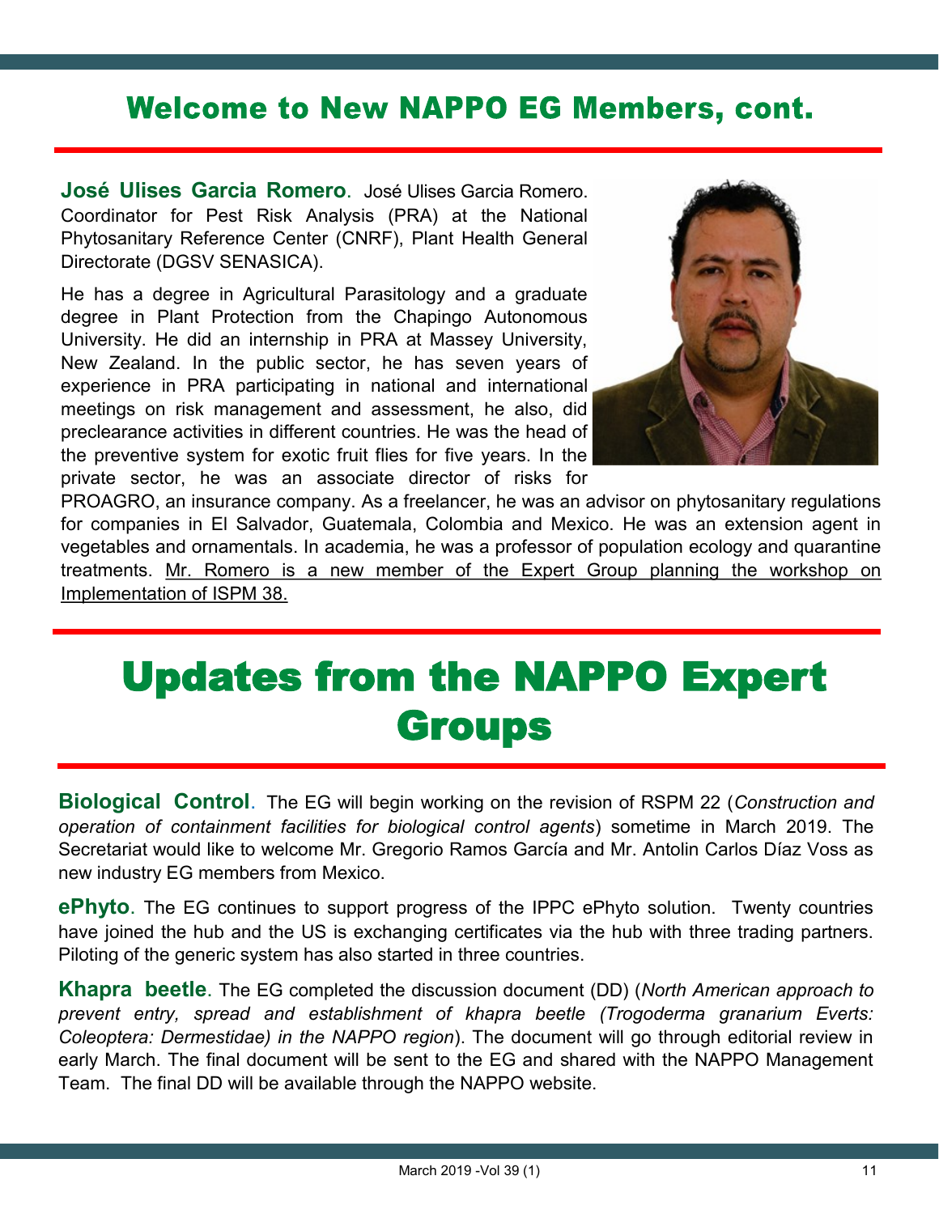# Welcome to New NAPPO EG Members, cont.

**José Ulises Garcia Romero**. José Ulises Garcia Romero. Coordinator for Pest Risk Analysis (PRA) at the National Phytosanitary Reference Center (CNRF), Plant Health General Directorate (DGSV SENASICA).

He has a degree in Agricultural Parasitology and a graduate degree in Plant Protection from the Chapingo Autonomous University. He did an internship in PRA at Massey University, New Zealand. In the public sector, he has seven years of experience in PRA participating in national and international meetings on risk management and assessment, he also, did preclearance activities in different countries. He was the head of the preventive system for exotic fruit flies for five years. In the private sector, he was an associate director of risks for PROAGRO, an insurance company. As a freelancer, he was an advisor on phytosanitary regulations for companies in El Salvador, Guatemala, Colombia and Mexico. He was an extension agent in vegetables and ornamentals. In academia, he was a professor of population ecology and quarantine treatments. Mr. Romero is a new member of the Expert Group planning the workshop on Implementation of ISPM 38.

# Updates from the NAPPO Expert Groups

**Biological Control**. The EG will begin working on the revision of RSPM 22 (*Construction and operation of containment facilities for biological control agents*) sometime in March 2019. The Secretariat would like to welcome Mr. Gregorio Ramos García and Mr. Antolin Carlos Díaz Voss as new industry EG members from Mexico.

**ePhyto**. The EG continues to support progress of the IPPC ePhyto solution. Twenty countries have joined the hub and the US is exchanging certificates via the hub with three trading partners. Piloting of the generic system has also started in three countries.

**Khapra beetle**. The EG completed the discussion document (DD) (*North American approach to prevent entry, spread and establishment of khapra beetle (Trogoderma granarium Everts: Coleoptera: Dermestidae) in the NAPPO region*). The document will go through editorial review in early March. The final document will be sent to the EG and shared with the NAPPO Management Team. The final DD will be available through the NAPPO website.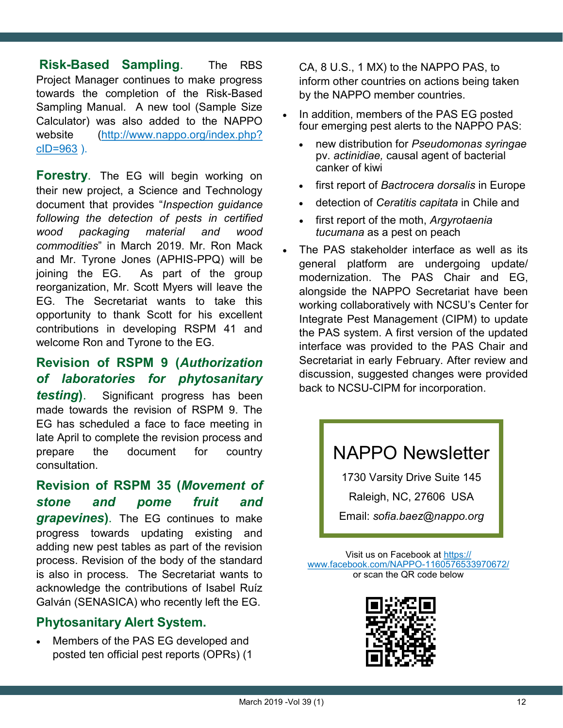**Risk-Based Sampling**. The RBS Project Manager continues to make progress towards the completion of the Risk-Based Sampling Manual. A new tool (Sample Size Calculator) was also added to the NAPPO website (http://www.nappo.org/index.php?cID=963 ).

**Forestry**. The EG will begin working on their new project, a Science and Technology document that provides "*Inspection guidance following the detection of pests in certified wood packaging material and wood commodities*" in March 2019. Mr. Ron Mack and Mr. Tyrone Jones (APHIS-PPQ) will be joining the EG. As part of the group reorganization, Mr. Scott Myers will leave the EG. The Secretariat wants to take this opportunity to thank Scott for his excellent contributions in developing RSPM 41 and welcome Ron and Tyrone to the EG.

**Revision of RSPM 9 (*Authorization of laboratories for phytosanitary testing*)**. Significant progress has been made towards the revision of RSPM 9. The EG has scheduled a face to face meeting in late April to complete the revision process and prepare the document for country consultation.

**Revision of RSPM 35 (*Movement of stone and pome fruit and grapevines*)**. The EG continues to make progress towards updating existing and adding new pest tables as part of the revision process. Revision of the body of the standard is also in process. The Secretariat wants to acknowledge the contributions of Isabel Ruíz Galván (SENASICA) who recently left the EG.

**Phytosanitary Alert System.**

- Members of the PAS EG developed and posted ten official pest reports (OPRs) (1 CA, 8 U.S., 1 MX) to the NAPPO PAS, to inform other countries on actions being taken by the NAPPO member countries.
- In addition, members of the PAS EG posted four emerging pest alerts to the NAPPO PAS:
  - new distribution for *Pseudomonas syringae* pv. *actinidiae,* causal agent of bacterial canker of kiwi
  - first report of *Bactrocera dorsalis* in Europe
  - detection of *Ceratitis capitata* in Chile and
  - first report of the moth, *Argyrotaenia tucumana* as a pest on peach
- The PAS stakeholder interface as well as its general platform are undergoing update/ modernization. The PAS Chair and EG, alongside the NAPPO Secretariat have been working collaboratively with NCSU's Center for Integrate Pest Management (CIPM) to update the PAS system. A first version of the updated interface was provided to the PAS Chair and Secretariat in early February. After review and discussion, suggested changes were provided back to NCSU-CIPM for incorporation.

NAPPO Newsletter

1730 Varsity Drive Suite 145

Raleigh, NC, 27606 USA

Email: *sofia.baez@nappo.org*

Visit us on Facebook at https://www.facebook.com/NAPPO-1160576533970672/ or scan the QR code below